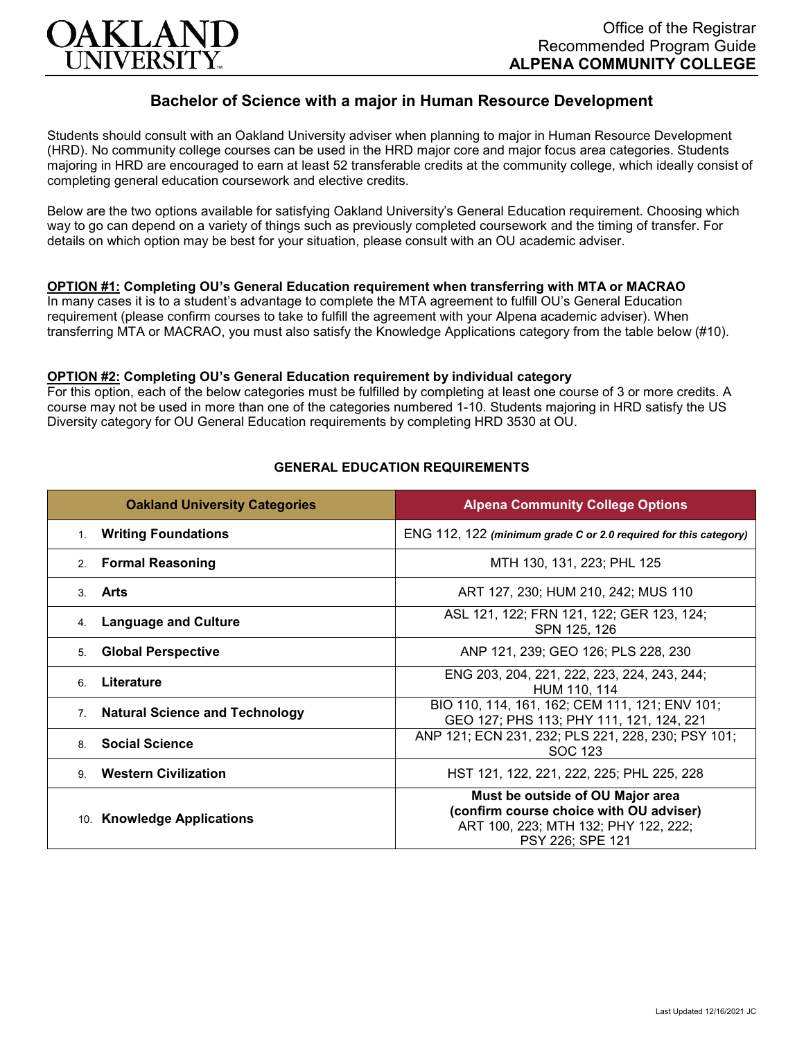Office of the Registrar
Recommended Program Guide
**ALPENA COMMUNITY COLLEGE**

# Bachelor of Science with a major in Human Resource Development

Students should consult with an Oakland University adviser when planning to major in Human Resource Development (HRD). No community college courses can be used in the HRD major core and major focus area categories. Students majoring in HRD are encouraged to earn at least 52 transferable credits at the community college, which ideally consist of completing general education coursework and elective credits.

Below are the two options available for satisfying Oakland University's General Education requirement. Choosing which way to go can depend on a variety of things such as previously completed coursework and the timing of transfer. For details on which option may be best for your situation, please consult with an OU academic adviser.

**OPTION #1: Completing OU's General Education requirement when transferring with MTA or MACRAO**
In many cases it is to a student's advantage to complete the MTA agreement to fulfill OU's General Education requirement (please confirm courses to take to fulfill the agreement with your Alpena academic adviser). When transferring MTA or MACRAO, you must also satisfy the Knowledge Applications category from the table below (#10).

**OPTION #2: Completing OU's General Education requirement by individual category**
For this option, each of the below categories must be fulfilled by completing at least one course of 3 or more credits. A course may not be used in more than one of the categories numbered 1-10. Students majoring in HRD satisfy the US Diversity category for OU General Education requirements by completing HRD 3530 at OU.

## GENERAL EDUCATION REQUIREMENTS

| Oakland University Categories | Alpena Community College Options |
|---|---|
| 1. **Writing Foundations** | ENG 112, 122 ***(minimum grade C or 2.0 required for this category)*** |
| 2. **Formal Reasoning** | MTH 130, 131, 223; PHL 125 |
| 3. **Arts** | ART 127, 230; HUM 210, 242; MUS 110 |
| 4. **Language and Culture** | ASL 121, 122; FRN 121, 122; GER 123, 124; SPN 125, 126 |
| 5. **Global Perspective** | ANP 121, 239; GEO 126; PLS 228, 230 |
| 6. **Literature** | ENG 203, 204, 221, 222, 223, 224, 243, 244; HUM 110, 114 |
| 7. **Natural Science and Technology** | BIO 110, 114, 161, 162; CEM 111, 121; ENV 101; GEO 127; PHS 113; PHY 111, 121, 124, 221 |
| 8. **Social Science** | ANP 121; ECN 231, 232; PLS 221, 228, 230; PSY 101; SOC 123 |
| 9. **Western Civilization** | HST 121, 122, 221, 222, 225; PHL 225, 228 |
| 10. **Knowledge Applications** | **Must be outside of OU Major area (confirm course choice with OU adviser)** ART 100, 223; MTH 132; PHY 122, 222; PSY 226; SPE 121 |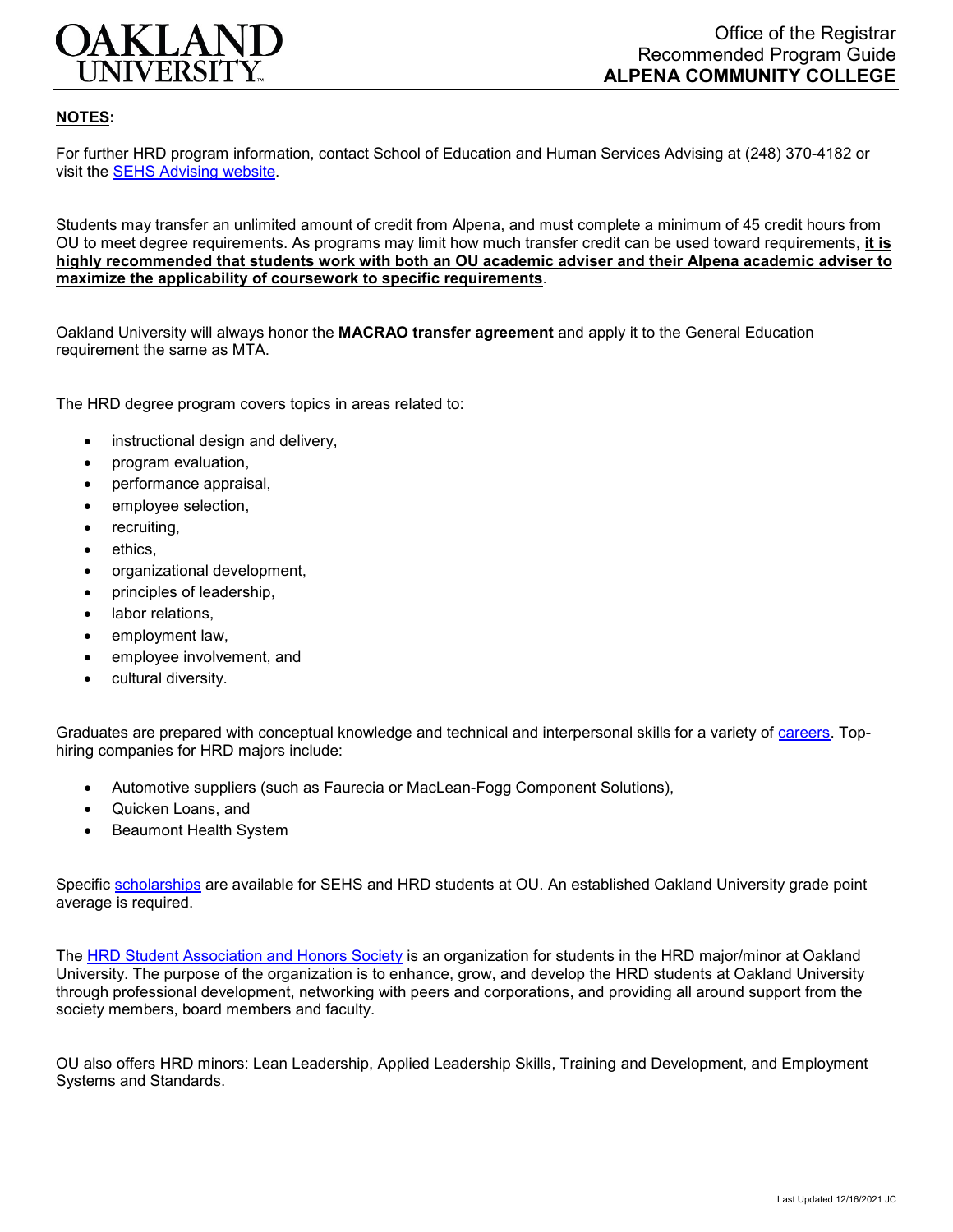**NOTES:**

For further HRD program information, contact School of Education and Human Services Advising at (248) 370-4182 or visit the SEHS Advising website.

Students may transfer an unlimited amount of credit from Alpena, and must complete a minimum of 45 credit hours from OU to meet degree requirements. As programs may limit how much transfer credit can be used toward requirements, **it is highly recommended that students work with both an OU academic adviser and their Alpena academic adviser to maximize the applicability of coursework to specific requirements**.

Oakland University will always honor the **MACRAO transfer agreement** and apply it to the General Education requirement the same as MTA.

The HRD degree program covers topics in areas related to:

- instructional design and delivery,
- program evaluation,
- performance appraisal,
- employee selection,
- recruiting,
- ethics,
- organizational development,
- principles of leadership,
- labor relations,
- employment law,
- employee involvement, and
- cultural diversity.

Graduates are prepared with conceptual knowledge and technical and interpersonal skills for a variety of careers. Top-hiring companies for HRD majors include:

- Automotive suppliers (such as Faurecia or MacLean-Fogg Component Solutions),
- Quicken Loans, and
- Beaumont Health System

Specific scholarships are available for SEHS and HRD students at OU. An established Oakland University grade point average is required.

The HRD Student Association and Honors Society is an organization for students in the HRD major/minor at Oakland University. The purpose of the organization is to enhance, grow, and develop the HRD students at Oakland University through professional development, networking with peers and corporations, and providing all around support from the society members, board members and faculty.

OU also offers HRD minors: Lean Leadership, Applied Leadership Skills, Training and Development, and Employment Systems and Standards.